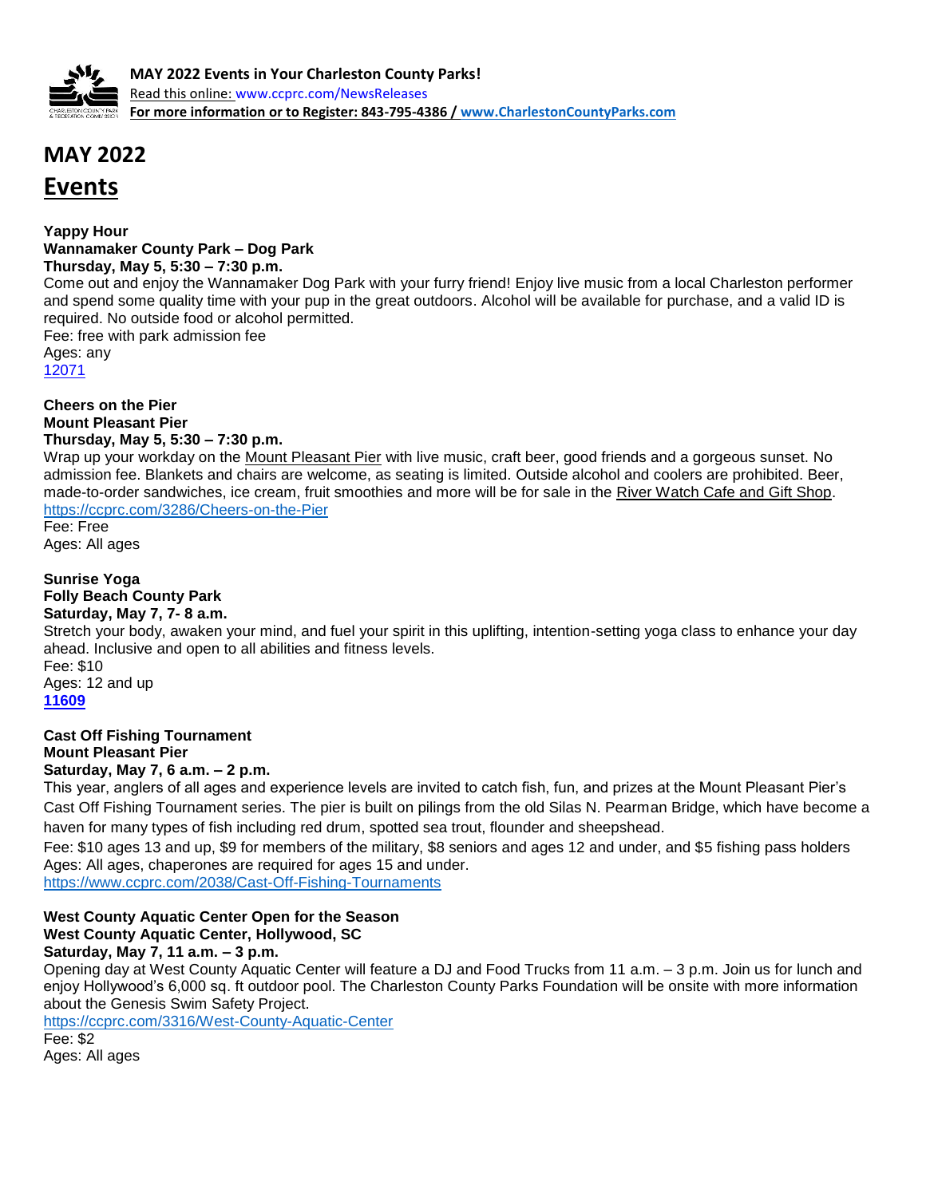**MAY 2022 Events in Your Charleston County Parks!**
Read this online: www.ccprc.com/NewsReleases
**For more information or to Register: 843-795-4386 / www.CharlestonCountyParks.com**

# MAY 2022

# Events

**Yappy Hour**
**Wannamaker County Park – Dog Park**
**Thursday, May 5, 5:30 – 7:30 p.m.**
Come out and enjoy the Wannamaker Dog Park with your furry friend! Enjoy live music from a local Charleston performer and spend some quality time with your pup in the great outdoors. Alcohol will be available for purchase, and a valid ID is required. No outside food or alcohol permitted.
Fee: free with park admission fee
Ages: any
12071

**Cheers on the Pier**
**Mount Pleasant Pier**
**Thursday, May 5, 5:30 – 7:30 p.m.**
Wrap up your workday on the Mount Pleasant Pier with live music, craft beer, good friends and a gorgeous sunset. No admission fee. Blankets and chairs are welcome, as seating is limited. Outside alcohol and coolers are prohibited. Beer, made-to-order sandwiches, ice cream, fruit smoothies and more will be for sale in the River Watch Cafe and Gift Shop.
https://ccprc.com/3286/Cheers-on-the-Pier
Fee: Free
Ages: All ages

**Sunrise Yoga**
**Folly Beach County Park**
**Saturday, May 7, 7- 8 a.m.**
Stretch your body, awaken your mind, and fuel your spirit in this uplifting, intention-setting yoga class to enhance your day ahead. Inclusive and open to all abilities and fitness levels.
Fee: $10
Ages: 12 and up
**11609**

**Cast Off Fishing Tournament**
**Mount Pleasant Pier**
**Saturday, May 7, 6 a.m. – 2 p.m.**
This year, anglers of all ages and experience levels are invited to catch fish, fun, and prizes at the Mount Pleasant Pier's Cast Off Fishing Tournament series. The pier is built on pilings from the old Silas N. Pearman Bridge, which have become a haven for many types of fish including red drum, spotted sea trout, flounder and sheepshead.
Fee: $10 ages 13 and up, $9 for members of the military, $8 seniors and ages 12 and under, and $5 fishing pass holders
Ages: All ages, chaperones are required for ages 15 and under.
https://www.ccprc.com/2038/Cast-Off-Fishing-Tournaments

**West County Aquatic Center Open for the Season**
**West County Aquatic Center, Hollywood, SC**
**Saturday, May 7, 11 a.m. – 3 p.m.**
Opening day at West County Aquatic Center will feature a DJ and Food Trucks from 11 a.m. – 3 p.m. Join us for lunch and enjoy Hollywood's 6,000 sq. ft outdoor pool. The Charleston County Parks Foundation will be onsite with more information about the Genesis Swim Safety Project.
https://ccprc.com/3316/West-County-Aquatic-Center
Fee: $2
Ages: All ages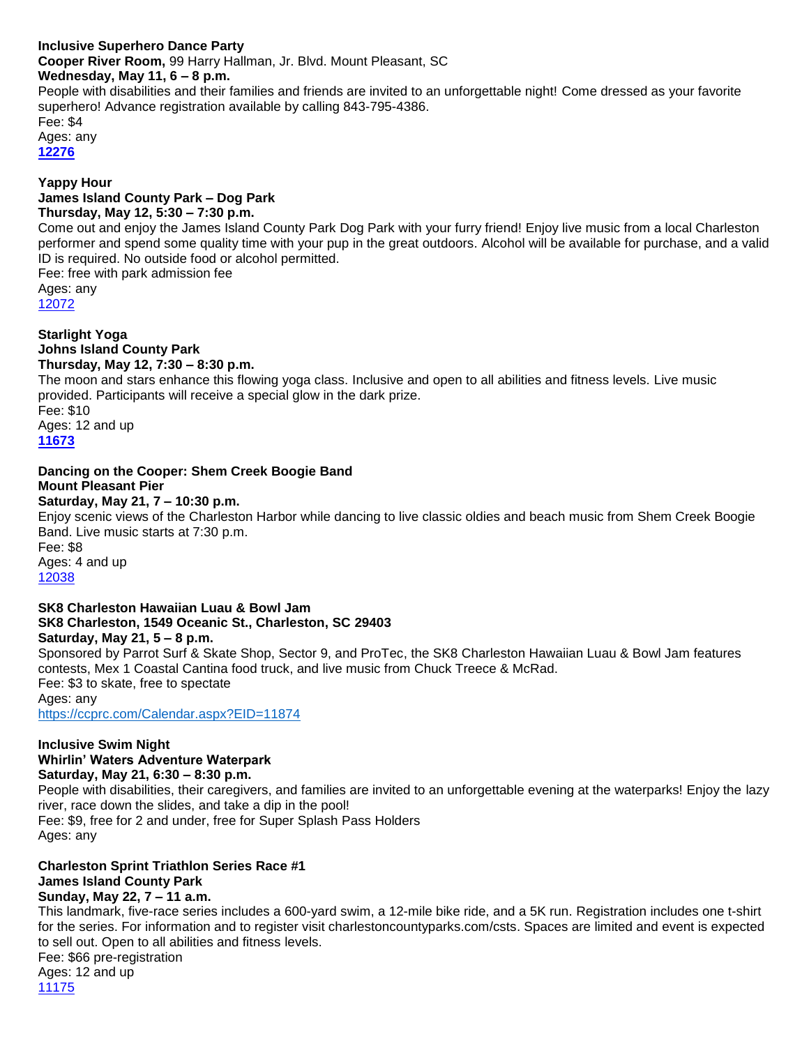**Inclusive Superhero Dance Party**
**Cooper River Room,** 99 Harry Hallman, Jr. Blvd. Mount Pleasant, SC
**Wednesday, May 11, 6 – 8 p.m.**
People with disabilities and their families and friends are invited to an unforgettable night! Come dressed as your favorite superhero! Advance registration available by calling 843-795-4386.
Fee: $4
Ages: any
**12276**

**Yappy Hour**
**James Island County Park – Dog Park**
**Thursday, May 12, 5:30 – 7:30 p.m.**
Come out and enjoy the James Island County Park Dog Park with your furry friend! Enjoy live music from a local Charleston performer and spend some quality time with your pup in the great outdoors. Alcohol will be available for purchase, and a valid ID is required. No outside food or alcohol permitted.
Fee: free with park admission fee
Ages: any
12072

**Starlight Yoga**
**Johns Island County Park**
**Thursday, May 12, 7:30 – 8:30 p.m.**
The moon and stars enhance this flowing yoga class. Inclusive and open to all abilities and fitness levels. Live music provided. Participants will receive a special glow in the dark prize.
Fee: $10
Ages: 12 and up
**11673**

**Dancing on the Cooper: Shem Creek Boogie Band**
**Mount Pleasant Pier**
**Saturday, May 21, 7 – 10:30 p.m.**
Enjoy scenic views of the Charleston Harbor while dancing to live classic oldies and beach music from Shem Creek Boogie Band. Live music starts at 7:30 p.m.
Fee: $8
Ages: 4 and up
12038

**SK8 Charleston Hawaiian Luau & Bowl Jam**
**SK8 Charleston, 1549 Oceanic St., Charleston, SC 29403**
**Saturday, May 21, 5 – 8 p.m.**
Sponsored by Parrot Surf & Skate Shop, Sector 9, and ProTec, the SK8 Charleston Hawaiian Luau & Bowl Jam features contests, Mex 1 Coastal Cantina food truck, and live music from Chuck Treece & McRad.
Fee: $3 to skate, free to spectate
Ages: any
https://ccprc.com/Calendar.aspx?EID=11874

**Inclusive Swim Night**
**Whirlin' Waters Adventure Waterpark**
**Saturday, May 21, 6:30 – 8:30 p.m.**
People with disabilities, their caregivers, and families are invited to an unforgettable evening at the waterparks! Enjoy the lazy river, race down the slides, and take a dip in the pool!
Fee: $9, free for 2 and under, free for Super Splash Pass Holders
Ages: any

**Charleston Sprint Triathlon Series Race #1**
**James Island County Park**
**Sunday, May 22, 7 – 11 a.m.**
This landmark, five-race series includes a 600-yard swim, a 12-mile bike ride, and a 5K run. Registration includes one t-shirt for the series. For information and to register visit charlestoncountyparks.com/csts. Spaces are limited and event is expected to sell out. Open to all abilities and fitness levels.
Fee: $66 pre-registration
Ages: 12 and up
11175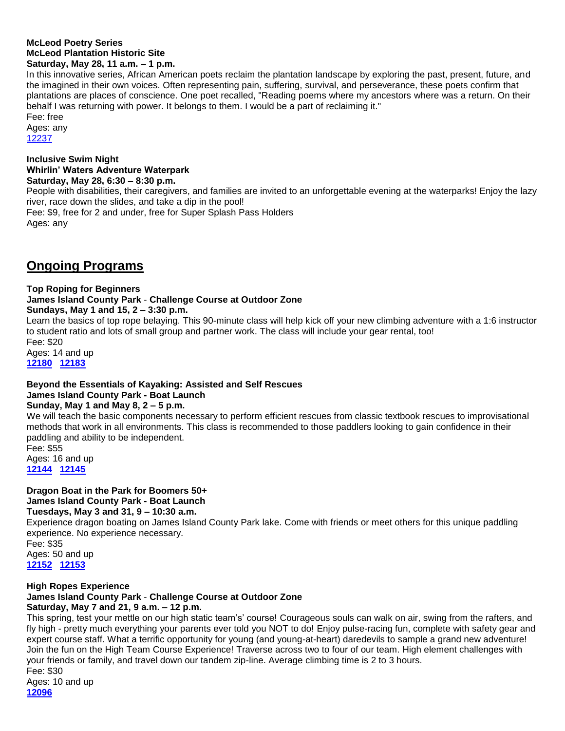**McLeod Poetry Series**
**McLeod Plantation Historic Site**
**Saturday, May 28, 11 a.m. – 1 p.m.**

In this innovative series, African American poets reclaim the plantation landscape by exploring the past, present, future, and the imagined in their own voices. Often representing pain, suffering, survival, and perseverance, these poets confirm that plantations are places of conscience. One poet recalled, "Reading poems where my ancestors where was a return. On their behalf I was returning with power. It belongs to them. I would be a part of reclaiming it."

Fee: free
Ages: any
12237

**Inclusive Swim Night**
**Whirlin' Waters Adventure Waterpark**
**Saturday, May 28, 6:30 – 8:30 p.m.**

People with disabilities, their caregivers, and families are invited to an unforgettable evening at the waterparks! Enjoy the lazy river, race down the slides, and take a dip in the pool!

Fee: $9, free for 2 and under, free for Super Splash Pass Holders
Ages: any

## Ongoing Programs

**Top Roping for Beginners**
**James Island County Park - Challenge Course at Outdoor Zone**
**Sundays, May 1 and 15, 2 – 3:30 p.m.**

Learn the basics of top rope belaying. This 90-minute class will help kick off your new climbing adventure with a 1:6 instructor to student ratio and lots of small group and partner work. The class will include your gear rental, too!

Fee: $20
Ages: 14 and up
**12180** **12183**

**Beyond the Essentials of Kayaking: Assisted and Self Rescues**
**James Island County Park - Boat Launch**
**Sunday, May 1 and May 8, 2 – 5 p.m.**

We will teach the basic components necessary to perform efficient rescues from classic textbook rescues to improvisational methods that work in all environments. This class is recommended to those paddlers looking to gain confidence in their paddling and ability to be independent.

Fee: $55
Ages: 16 and up
**12144** **12145**

**Dragon Boat in the Park for Boomers 50+**
**James Island County Park - Boat Launch**
**Tuesdays, May 3 and 31, 9 – 10:30 a.m.**

Experience dragon boating on James Island County Park lake. Come with friends or meet others for this unique paddling experience. No experience necessary.

Fee: $35
Ages: 50 and up
**12152** **12153**

**High Ropes Experience**
**James Island County Park - Challenge Course at Outdoor Zone**
**Saturday, May 7 and 21, 9 a.m. – 12 p.m.**

This spring, test your mettle on our high static team's course! Courageous souls can walk on air, swing from the rafters, and fly high - pretty much everything your parents ever told you NOT to do! Enjoy pulse-racing fun, complete with safety gear and expert course staff. What a terrific opportunity for young (and young-at-heart) daredevils to sample a grand new adventure! Join the fun on the High Team Course Experience! Traverse across two to four of our team. High element challenges with your friends or family, and travel down our tandem zip-line. Average climbing time is 2 to 3 hours.

Fee: $30
Ages: 10 and up
**12096**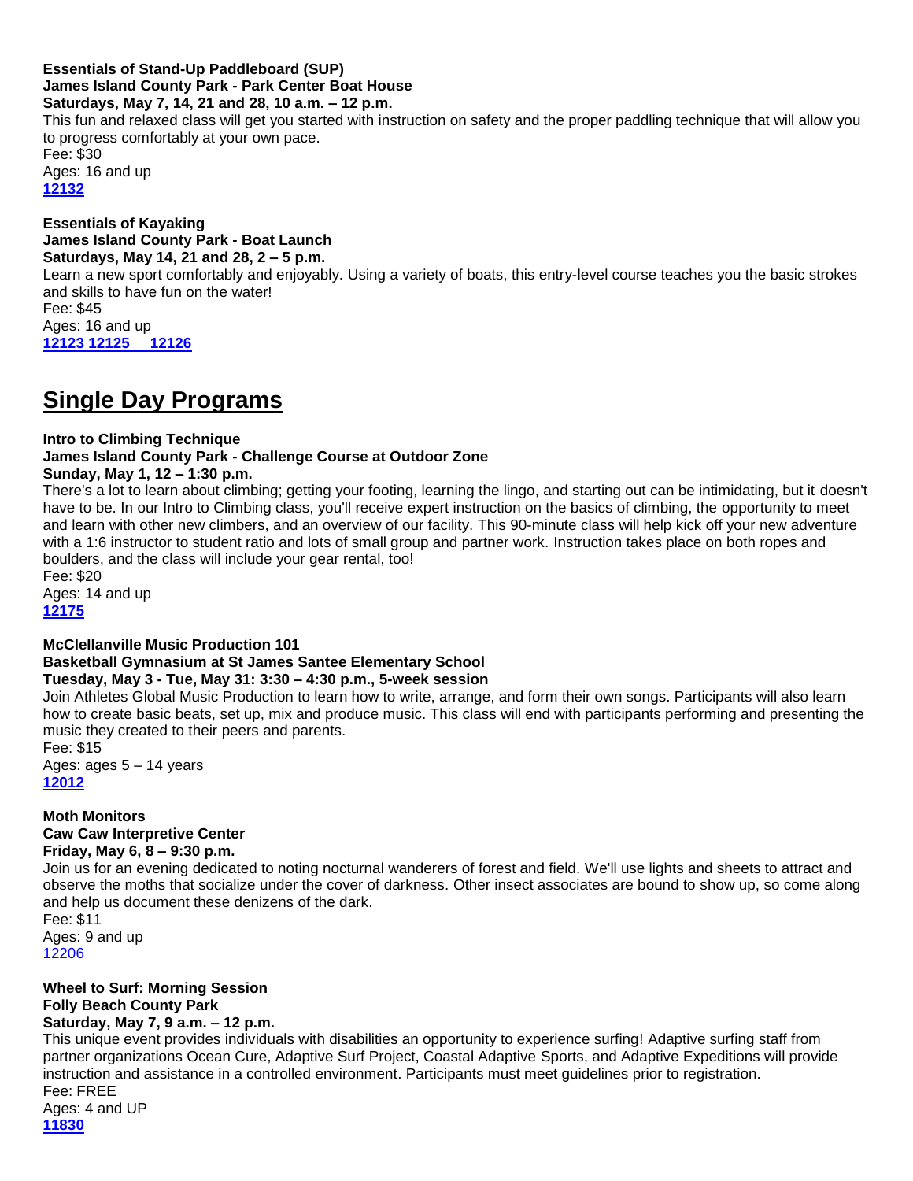**Essentials of Stand-Up Paddleboard (SUP)**
**James Island County Park - Park Center Boat House**
**Saturdays, May 7, 14, 21 and 28, 10 a.m. – 12 p.m.**
This fun and relaxed class will get you started with instruction on safety and the proper paddling technique that will allow you to progress comfortably at your own pace.
Fee: $30
Ages: 16 and up
**12132**

**Essentials of Kayaking**
**James Island County Park - Boat Launch**
**Saturdays, May 14, 21 and 28, 2 – 5 p.m.**
Learn a new sport comfortably and enjoyably. Using a variety of boats, this entry-level course teaches you the basic strokes and skills to have fun on the water!
Fee: $45
Ages: 16 and up
**12123 12125 12126**

## Single Day Programs

**Intro to Climbing Technique**
**James Island County Park - Challenge Course at Outdoor Zone**
**Sunday, May 1, 12 – 1:30 p.m.**
There's a lot to learn about climbing; getting your footing, learning the lingo, and starting out can be intimidating, but it doesn't have to be. In our Intro to Climbing class, you'll receive expert instruction on the basics of climbing, the opportunity to meet and learn with other new climbers, and an overview of our facility. This 90-minute class will help kick off your new adventure with a 1:6 instructor to student ratio and lots of small group and partner work. Instruction takes place on both ropes and boulders, and the class will include your gear rental, too!
Fee: $20
Ages: 14 and up
**12175**

**McClellanville Music Production 101**
**Basketball Gymnasium at St James Santee Elementary School**
**Tuesday, May 3 - Tue, May 31: 3:30 – 4:30 p.m., 5-week session**
Join Athletes Global Music Production to learn how to write, arrange, and form their own songs. Participants will also learn how to create basic beats, set up, mix and produce music. This class will end with participants performing and presenting the music they created to their peers and parents.
Fee: $15
Ages: ages 5 – 14 years
**12012**

**Moth Monitors**
**Caw Caw Interpretive Center**
**Friday, May 6, 8 – 9:30 p.m.**
Join us for an evening dedicated to noting nocturnal wanderers of forest and field. We'll use lights and sheets to attract and observe the moths that socialize under the cover of darkness. Other insect associates are bound to show up, so come along and help us document these denizens of the dark.
Fee: $11
Ages: 9 and up
12206

**Wheel to Surf: Morning Session**
**Folly Beach County Park**
**Saturday, May 7, 9 a.m. – 12 p.m.**
This unique event provides individuals with disabilities an opportunity to experience surfing! Adaptive surfing staff from partner organizations Ocean Cure, Adaptive Surf Project, Coastal Adaptive Sports, and Adaptive Expeditions will provide instruction and assistance in a controlled environment. Participants must meet guidelines prior to registration.
Fee: FREE
Ages: 4 and UP
**11830**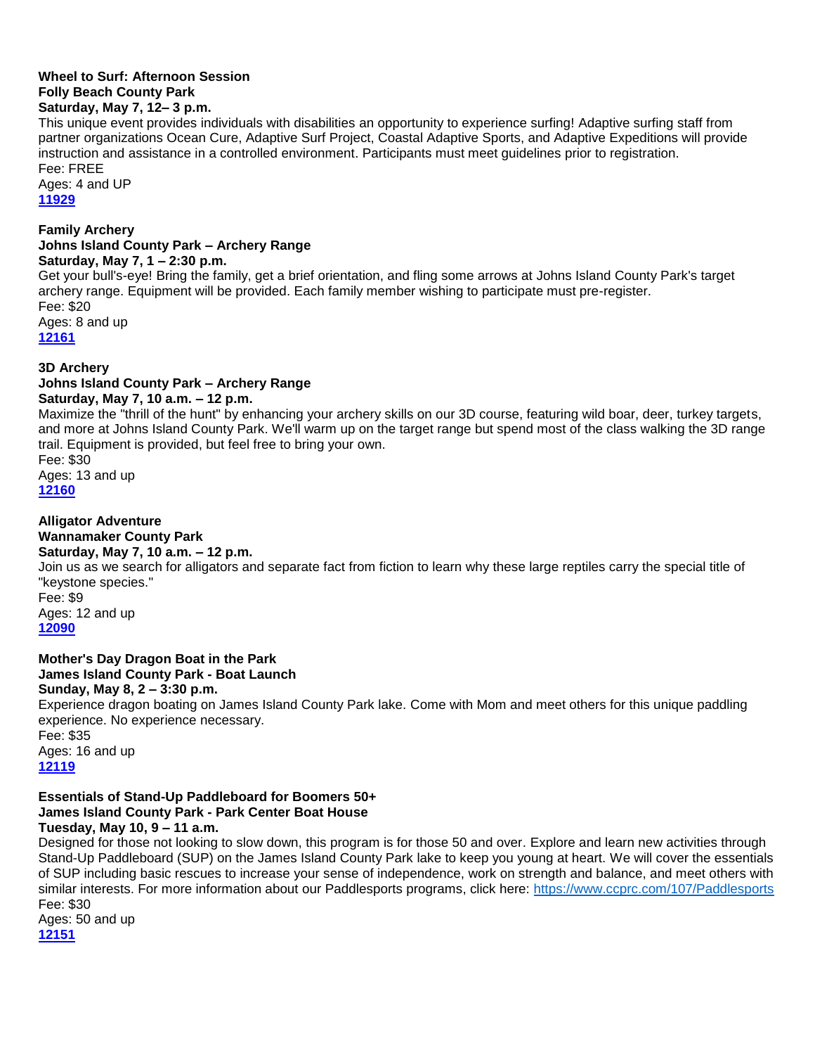**Wheel to Surf: Afternoon Session**
**Folly Beach County Park**
**Saturday, May 7, 12– 3 p.m.**

This unique event provides individuals with disabilities an opportunity to experience surfing! Adaptive surfing staff from partner organizations Ocean Cure, Adaptive Surf Project, Coastal Adaptive Sports, and Adaptive Expeditions will provide instruction and assistance in a controlled environment. Participants must meet guidelines prior to registration.
Fee: FREE
Ages: 4 and UP
**11929**

**Family Archery**
**Johns Island County Park – Archery Range**
**Saturday, May 7, 1 – 2:30 p.m.**

Get your bull's-eye! Bring the family, get a brief orientation, and fling some arrows at Johns Island County Park's target archery range. Equipment will be provided. Each family member wishing to participate must pre-register.
Fee: $20
Ages: 8 and up
**12161**

**3D Archery**
**Johns Island County Park – Archery Range**
**Saturday, May 7, 10 a.m. – 12 p.m.**

Maximize the "thrill of the hunt" by enhancing your archery skills on our 3D course, featuring wild boar, deer, turkey targets, and more at Johns Island County Park. We'll warm up on the target range but spend most of the class walking the 3D range trail. Equipment is provided, but feel free to bring your own.
Fee: $30
Ages: 13 and up
**12160**

**Alligator Adventure**
**Wannamaker County Park**
**Saturday, May 7, 10 a.m. – 12 p.m.**

Join us as we search for alligators and separate fact from fiction to learn why these large reptiles carry the special title of "keystone species."
Fee: $9
Ages: 12 and up
**12090**

**Mother's Day Dragon Boat in the Park**
**James Island County Park - Boat Launch**
**Sunday, May 8, 2 – 3:30 p.m.**

Experience dragon boating on James Island County Park lake. Come with Mom and meet others for this unique paddling experience. No experience necessary.
Fee: $35
Ages: 16 and up
**12119**

**Essentials of Stand-Up Paddleboard for Boomers 50+**
**James Island County Park - Park Center Boat House**
**Tuesday, May 10, 9 – 11 a.m.**

Designed for those not looking to slow down, this program is for those 50 and over. Explore and learn new activities through Stand-Up Paddleboard (SUP) on the James Island County Park lake to keep you young at heart. We will cover the essentials of SUP including basic rescues to increase your sense of independence, work on strength and balance, and meet others with similar interests. For more information about our Paddlesports programs, click here: https://www.ccprc.com/107/Paddlesports
Fee: $30
Ages: 50 and up
**12151**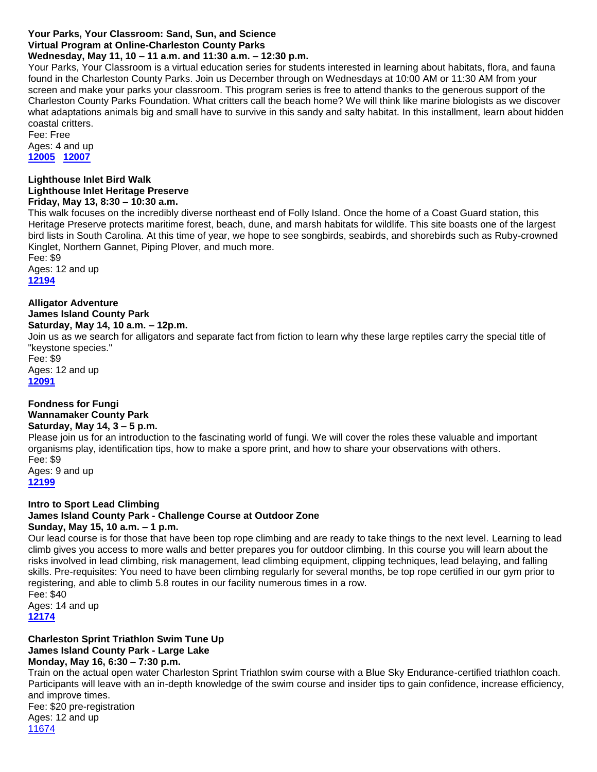**Your Parks, Your Classroom: Sand, Sun, and Science**
**Virtual Program at Online-Charleston County Parks**
**Wednesday, May 11, 10 – 11 a.m. and 11:30 a.m. – 12:30 p.m.**

Your Parks, Your Classroom is a virtual education series for students interested in learning about habitats, flora, and fauna found in the Charleston County Parks. Join us December through on Wednesdays at 10:00 AM or 11:30 AM from your screen and make your parks your classroom. This program series is free to attend thanks to the generous support of the Charleston County Parks Foundation. What critters call the beach home? We will think like marine biologists as we discover what adaptations animals big and small have to survive in this sandy and salty habitat. In this installment, learn about hidden coastal critters.

Fee: Free
Ages: 4 and up
**12005** **12007**

**Lighthouse Inlet Bird Walk**
**Lighthouse Inlet Heritage Preserve**
**Friday, May 13, 8:30 – 10:30 a.m.**

This walk focuses on the incredibly diverse northeast end of Folly Island. Once the home of a Coast Guard station, this Heritage Preserve protects maritime forest, beach, dune, and marsh habitats for wildlife. This site boasts one of the largest bird lists in South Carolina. At this time of year, we hope to see songbirds, seabirds, and shorebirds such as Ruby-crowned Kinglet, Northern Gannet, Piping Plover, and much more.

Fee: $9
Ages: 12 and up
**12194**

**Alligator Adventure**
**James Island County Park**
**Saturday, May 14, 10 a.m. – 12p.m.**

Join us as we search for alligators and separate fact from fiction to learn why these large reptiles carry the special title of "keystone species."

Fee: $9
Ages: 12 and up
**12091**

**Fondness for Fungi**
**Wannamaker County Park**
**Saturday, May 14, 3 – 5 p.m.**

Please join us for an introduction to the fascinating world of fungi. We will cover the roles these valuable and important organisms play, identification tips, how to make a spore print, and how to share your observations with others.

Fee: $9
Ages: 9 and up
**12199**

**Intro to Sport Lead Climbing**
**James Island County Park - Challenge Course at Outdoor Zone**
**Sunday, May 15, 10 a.m. – 1 p.m.**

Our lead course is for those that have been top rope climbing and are ready to take things to the next level. Learning to lead climb gives you access to more walls and better prepares you for outdoor climbing. In this course you will learn about the risks involved in lead climbing, risk management, lead climbing equipment, clipping techniques, lead belaying, and falling skills. Pre-requisites: You need to have been climbing regularly for several months, be top rope certified in our gym prior to registering, and able to climb 5.8 routes in our facility numerous times in a row.

Fee: $40
Ages: 14 and up
**12174**

**Charleston Sprint Triathlon Swim Tune Up**
**James Island County Park - Large Lake**
**Monday, May 16, 6:30 – 7:30 p.m.**

Train on the actual open water Charleston Sprint Triathlon swim course with a Blue Sky Endurance-certified triathlon coach. Participants will leave with an in-depth knowledge of the swim course and insider tips to gain confidence, increase efficiency, and improve times.

Fee: $20 pre-registration
Ages: 12 and up
11674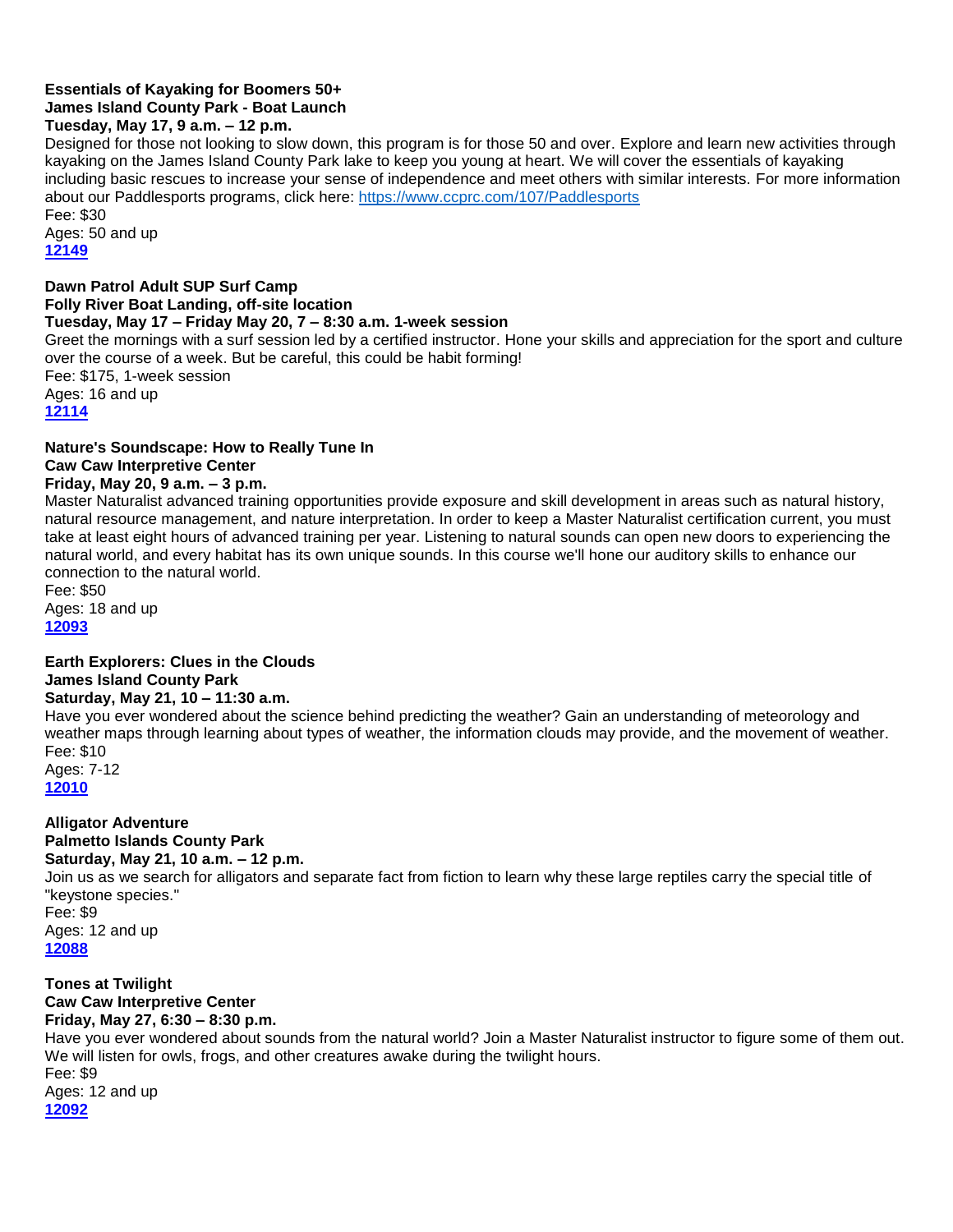**Essentials of Kayaking for Boomers 50+**
**James Island County Park - Boat Launch**
**Tuesday, May 17, 9 a.m. – 12 p.m.**

Designed for those not looking to slow down, this program is for those 50 and over. Explore and learn new activities through kayaking on the James Island County Park lake to keep you young at heart. We will cover the essentials of kayaking including basic rescues to increase your sense of independence and meet others with similar interests. For more information about our Paddlesports programs, click here: [https://www.ccprc.com/107/Paddlesports](https://www.ccprc.com/107/Paddlesports)

Fee: $30
Ages: 50 and up
**12149**

**Dawn Patrol Adult SUP Surf Camp**
**Folly River Boat Landing, off-site location**
**Tuesday, May 17 – Friday May 20, 7 – 8:30 a.m. 1-week session**

Greet the mornings with a surf session led by a certified instructor. Hone your skills and appreciation for the sport and culture over the course of a week. But be careful, this could be habit forming!

Fee: $175, 1-week session
Ages: 16 and up
**12114**

**Nature's Soundscape: How to Really Tune In**
**Caw Caw Interpretive Center**
**Friday, May 20, 9 a.m. – 3 p.m.**

Master Naturalist advanced training opportunities provide exposure and skill development in areas such as natural history, natural resource management, and nature interpretation. In order to keep a Master Naturalist certification current, you must take at least eight hours of advanced training per year. Listening to natural sounds can open new doors to experiencing the natural world, and every habitat has its own unique sounds. In this course we'll hone our auditory skills to enhance our connection to the natural world.

Fee: $50
Ages: 18 and up
**12093**

**Earth Explorers: Clues in the Clouds**
**James Island County Park**
**Saturday, May 21, 10 – 11:30 a.m.**

Have you ever wondered about the science behind predicting the weather? Gain an understanding of meteorology and weather maps through learning about types of weather, the information clouds may provide, and the movement of weather.

Fee: $10
Ages: 7-12
**12010**

**Alligator Adventure**
**Palmetto Islands County Park**
**Saturday, May 21, 10 a.m. – 12 p.m.**

Join us as we search for alligators and separate fact from fiction to learn why these large reptiles carry the special title of "keystone species."

Fee: $9
Ages: 12 and up
**12088**

**Tones at Twilight**
**Caw Caw Interpretive Center**
**Friday, May 27, 6:30 – 8:30 p.m.**

Have you ever wondered about sounds from the natural world? Join a Master Naturalist instructor to figure some of them out. We will listen for owls, frogs, and other creatures awake during the twilight hours.

Fee: $9
Ages: 12 and up
**12092**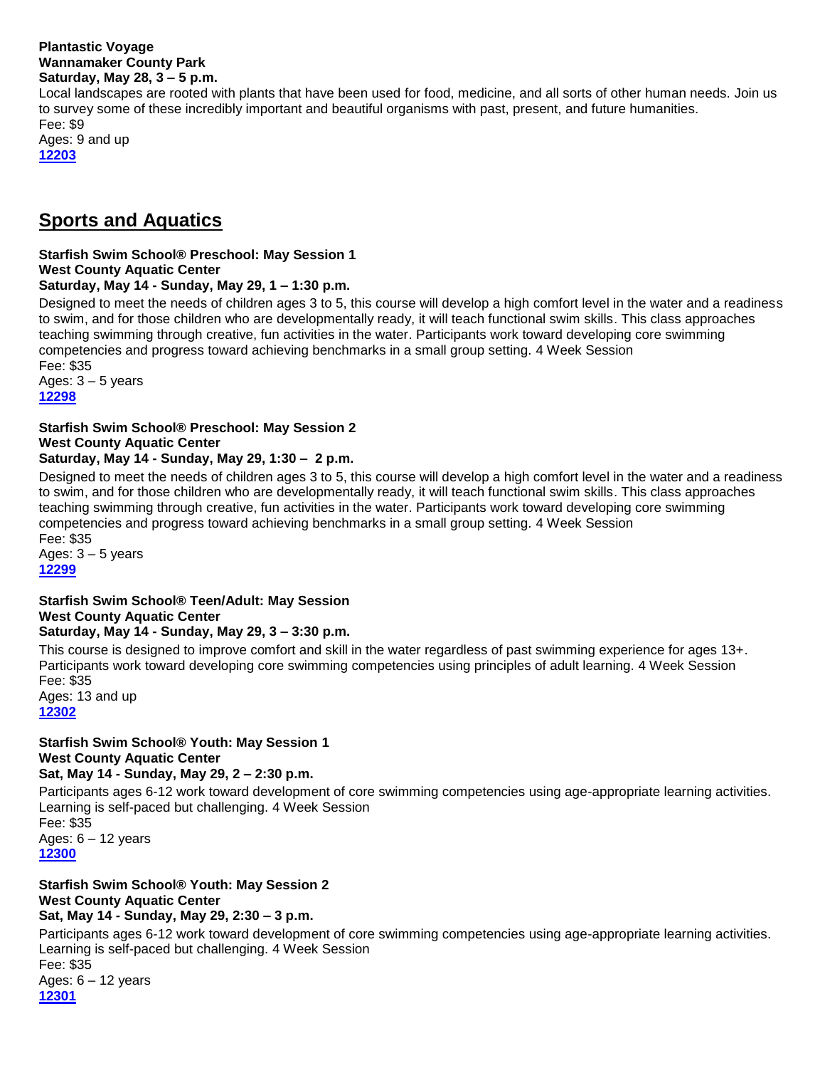**Plantastic Voyage**
**Wannamaker County Park**
**Saturday, May 28, 3 – 5 p.m.**

Local landscapes are rooted with plants that have been used for food, medicine, and all sorts of other human needs. Join us to survey some of these incredibly important and beautiful organisms with past, present, and future humanities.
Fee: $9
Ages: 9 and up
**12203**

## Sports and Aquatics

**Starfish Swim School® Preschool: May Session 1**
**West County Aquatic Center**
**Saturday, May 14 - Sunday, May 29, 1 – 1:30 p.m.**

Designed to meet the needs of children ages 3 to 5, this course will develop a high comfort level in the water and a readiness to swim, and for those children who are developmentally ready, it will teach functional swim skills. This class approaches teaching swimming through creative, fun activities in the water. Participants work toward developing core swimming competencies and progress toward achieving benchmarks in a small group setting. 4 Week Session
Fee: $35
Ages: 3 – 5 years
**12298**

**Starfish Swim School® Preschool: May Session 2**
**West County Aquatic Center**
**Saturday, May 14 - Sunday, May 29, 1:30 – 2 p.m.**

Designed to meet the needs of children ages 3 to 5, this course will develop a high comfort level in the water and a readiness to swim, and for those children who are developmentally ready, it will teach functional swim skills. This class approaches teaching swimming through creative, fun activities in the water. Participants work toward developing core swimming competencies and progress toward achieving benchmarks in a small group setting. 4 Week Session
Fee: $35
Ages: 3 – 5 years
**12299**

**Starfish Swim School® Teen/Adult: May Session**
**West County Aquatic Center**
**Saturday, May 14 - Sunday, May 29, 3 – 3:30 p.m.**

This course is designed to improve comfort and skill in the water regardless of past swimming experience for ages 13+. Participants work toward developing core swimming competencies using principles of adult learning. 4 Week Session
Fee: $35
Ages: 13 and up
**12302**

**Starfish Swim School® Youth: May Session 1**
**West County Aquatic Center**
**Sat, May 14 - Sunday, May 29, 2 – 2:30 p.m.**

Participants ages 6-12 work toward development of core swimming competencies using age-appropriate learning activities. Learning is self-paced but challenging. 4 Week Session
Fee: $35
Ages: 6 – 12 years
**12300**

**Starfish Swim School® Youth: May Session 2**
**West County Aquatic Center**
**Sat, May 14 - Sunday, May 29, 2:30 – 3 p.m.**

Participants ages 6-12 work toward development of core swimming competencies using age-appropriate learning activities. Learning is self-paced but challenging. 4 Week Session
Fee: $35
Ages: 6 – 12 years
**12301**